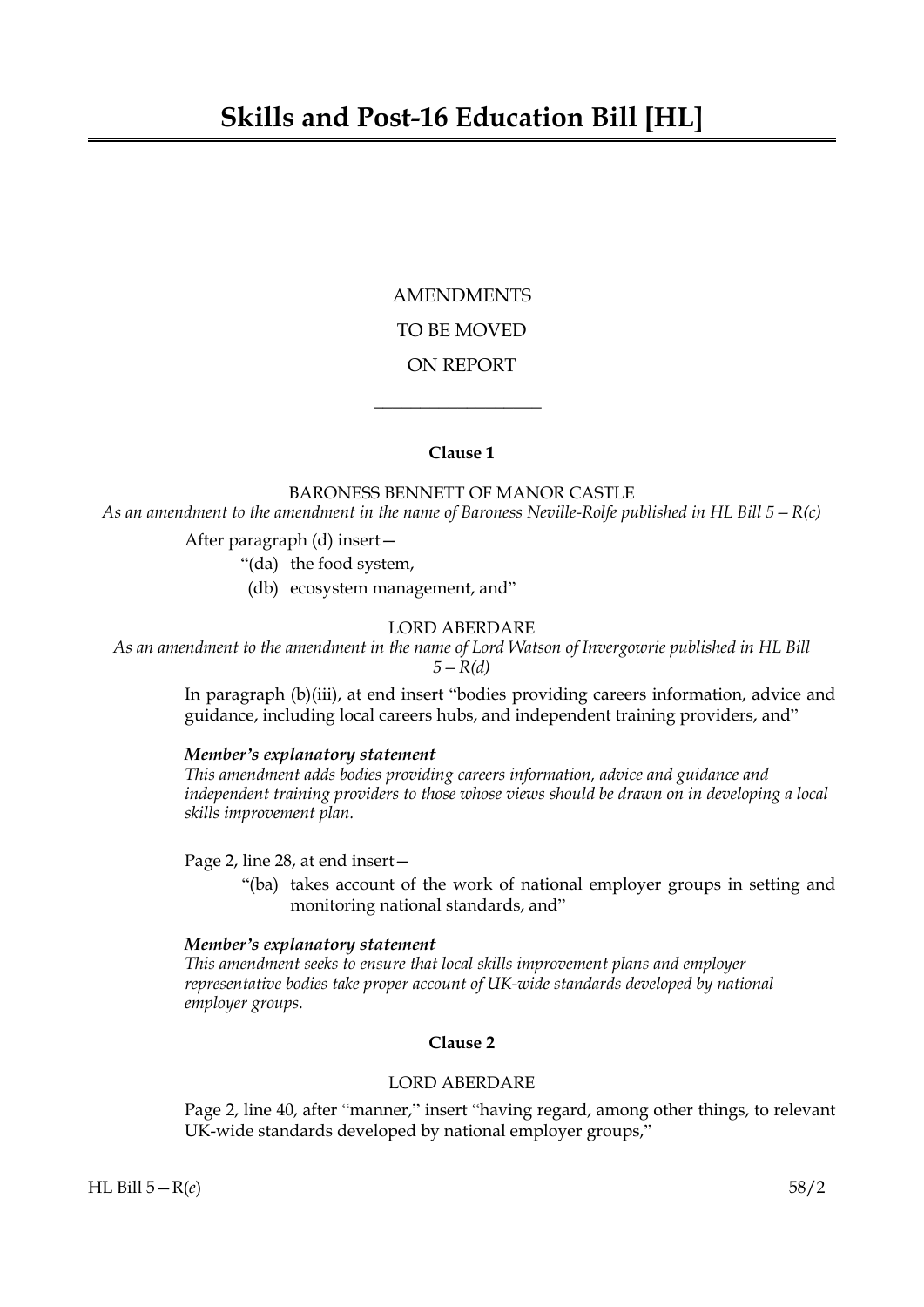# Skills and Post-16 Education Bill [HL]

AMENDMENTS

TO BE MOVED

ON REPORT

---

**Clause 1**

BARONESS BENNETT OF MANOR CASTLE

*As an amendment to the amendment in the name of Baroness Neville-Rolfe published in HL Bill 5—R(c)*

After paragraph (d) insert—

"(da) the food system,

(db) ecosystem management, and"

LORD ABERDARE

*As an amendment to the amendment in the name of Lord Watson of Invergowrie published in HL Bill 5—R(d)*

In paragraph (b)(iii), at end insert "bodies providing careers information, advice and guidance, including local careers hubs, and independent training providers, and"

***Member's explanatory statement***

*This amendment adds bodies providing careers information, advice and guidance and independent training providers to those whose views should be drawn on in developing a local skills improvement plan.*

Page 2, line 28, at end insert—

"(ba) takes account of the work of national employer groups in setting and monitoring national standards, and"

***Member's explanatory statement***

*This amendment seeks to ensure that local skills improvement plans and employer representative bodies take proper account of UK-wide standards developed by national employer groups.*

**Clause 2**

LORD ABERDARE

Page 2, line 40, after "manner," insert "having regard, among other things, to relevant UK-wide standards developed by national employer groups,"

HL Bill 5—R(*e*) 58/2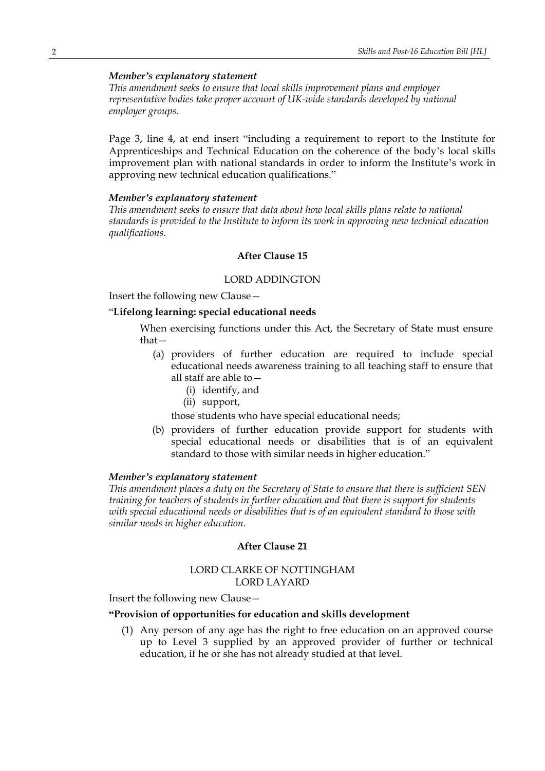***Member's explanatory statement***

*This amendment seeks to ensure that local skills improvement plans and employer representative bodies take proper account of UK-wide standards developed by national employer groups.*

Page 3, line 4, at end insert "including a requirement to report to the Institute for Apprenticeships and Technical Education on the coherence of the body's local skills improvement plan with national standards in order to inform the Institute's work in approving new technical education qualifications."

***Member's explanatory statement***

*This amendment seeks to ensure that data about how local skills plans relate to national standards is provided to the Institute to inform its work in approving new technical education qualifications.*

**After Clause 15**

LORD ADDINGTON

Insert the following new Clause—

"**Lifelong learning: special educational needs**

When exercising functions under this Act, the Secretary of State must ensure that—

(a) providers of further education are required to include special educational needs awareness training to all teaching staff to ensure that all staff are able to—

(i) identify, and

(ii) support,

those students who have special educational needs;

(b) providers of further education provide support for students with special educational needs or disabilities that is of an equivalent standard to those with similar needs in higher education."

***Member's explanatory statement***

*This amendment places a duty on the Secretary of State to ensure that there is sufficient SEN training for teachers of students in further education and that there is support for students with special educational needs or disabilities that is of an equivalent standard to those with similar needs in higher education.*

**After Clause 21**

LORD CLARKE OF NOTTINGHAM
LORD LAYARD

Insert the following new Clause—

**"Provision of opportunities for education and skills development**

(1) Any person of any age has the right to free education on an approved course up to Level 3 supplied by an approved provider of further or technical education, if he or she has not already studied at that level.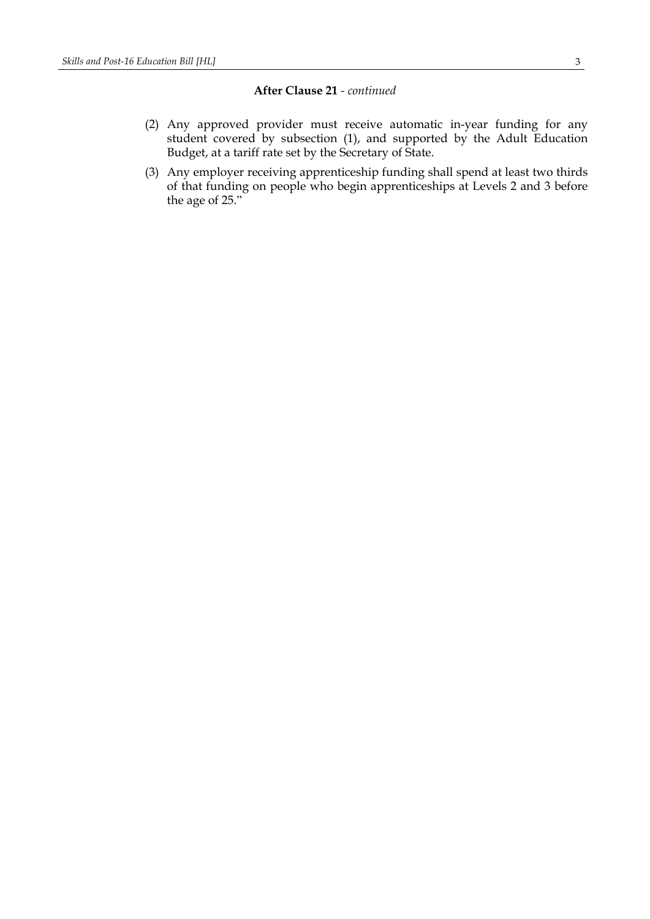**After Clause 21** - *continued*

(2) Any approved provider must receive automatic in-year funding for any student covered by subsection (1), and supported by the Adult Education Budget, at a tariff rate set by the Secretary of State.

(3) Any employer receiving apprenticeship funding shall spend at least two thirds of that funding on people who begin apprenticeships at Levels 2 and 3 before the age of 25."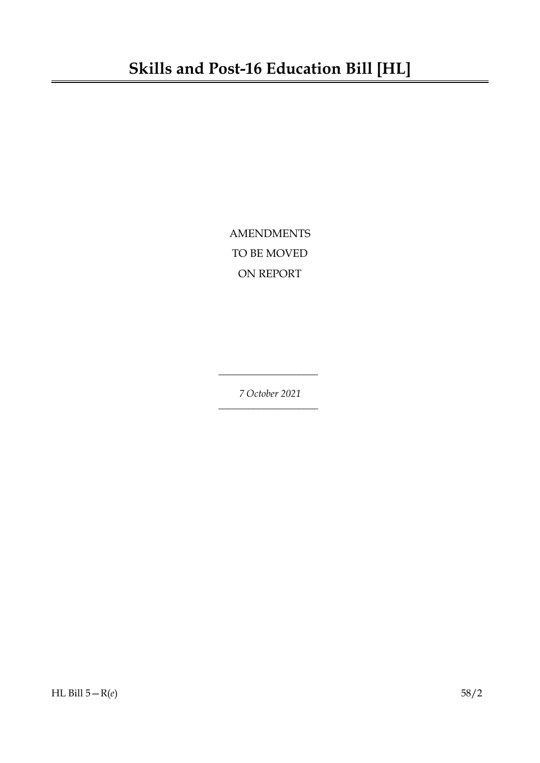# Skills and Post-16 Education Bill [HL]

AMENDMENTS
TO BE MOVED
ON REPORT

---

*7 October 2021*

---

HL Bill 5—R(*e*)

58/2